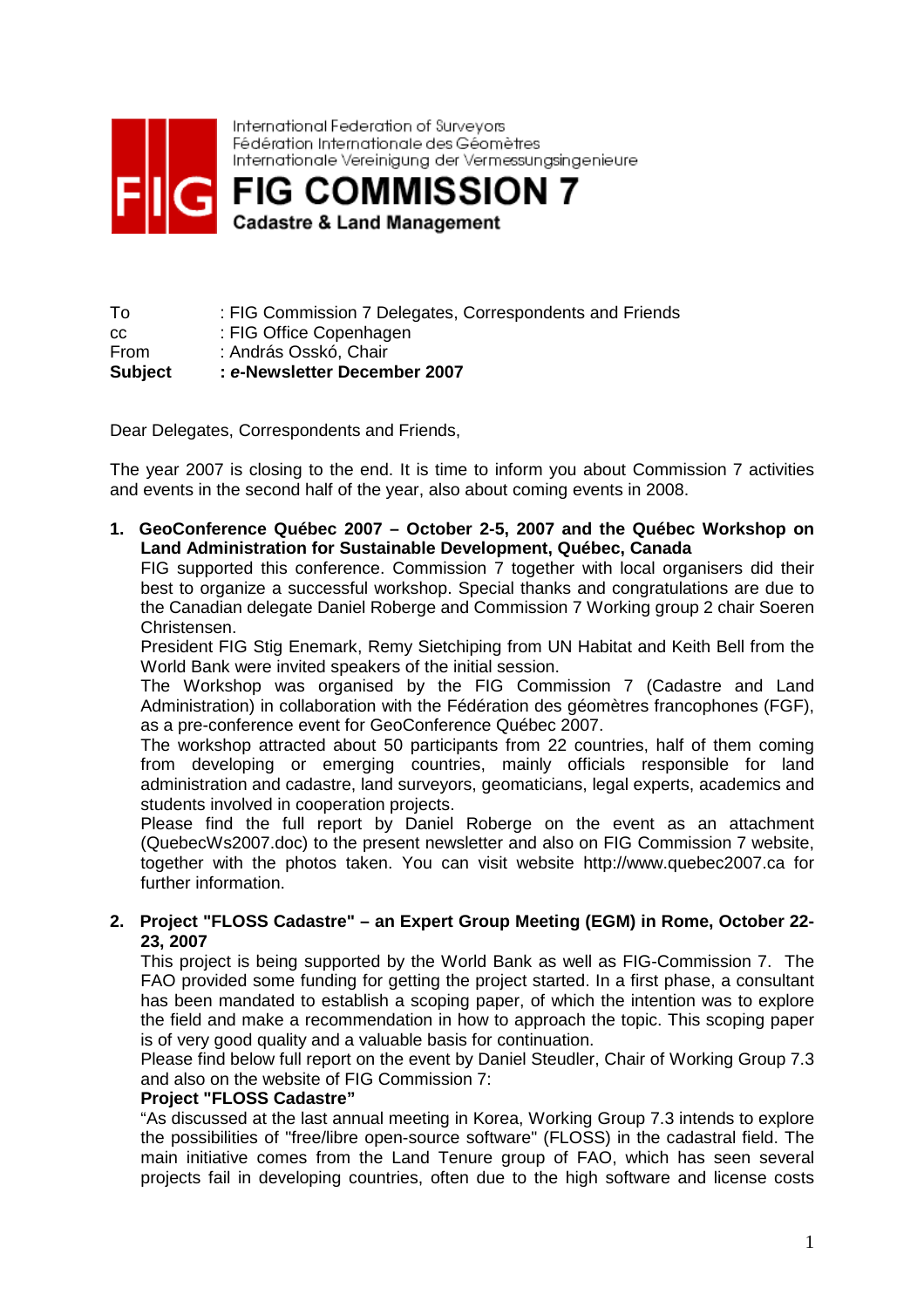International Federation of Surveyors
Fédération Internationale des Géomètres
Internationale Vereinigung der Vermessungsingenieure

# FIG COMMISSION 7

**Cadastre & Land Management**

To : FIG Commission 7 Delegates, Correspondents and Friends
cc : FIG Office Copenhagen
From : András Osskó, Chair
**Subject : *e*-Newsletter December 2007**

Dear Delegates, Correspondents and Friends,

The year 2007 is closing to the end. It is time to inform you about Commission 7 activities and events in the second half of the year, also about coming events in 2008.

1. **GeoConference Québec 2007 – October 2-5, 2007 and the Québec Workshop on Land Administration for Sustainable Development, Québec, Canada**
   FIG supported this conference. Commission 7 together with local organisers did their best to organize a successful workshop. Special thanks and congratulations are due to the Canadian delegate Daniel Roberge and Commission 7 Working group 2 chair Soeren Christensen.
   President FIG Stig Enemark, Remy Sietchiping from UN Habitat and Keith Bell from the World Bank were invited speakers of the initial session.
   The Workshop was organised by the FIG Commission 7 (Cadastre and Land Administration) in collaboration with the Fédération des géomètres francophones (FGF), as a pre-conference event for GeoConference Québec 2007.
   The workshop attracted about 50 participants from 22 countries, half of them coming from developing or emerging countries, mainly officials responsible for land administration and cadastre, land surveyors, geomaticians, legal experts, academics and students involved in cooperation projects.
   Please find the full report by Daniel Roberge on the event as an attachment (QuebecWs2007.doc) to the present newsletter and also on FIG Commission 7 website, together with the photos taken. You can visit website http://www.quebec2007.ca for further information.

2. **Project "FLOSS Cadastre" – an Expert Group Meeting (EGM) in Rome, October 22-23, 2007**
   This project is being supported by the World Bank as well as FIG-Commission 7. The FAO provided some funding for getting the project started. In a first phase, a consultant has been mandated to establish a scoping paper, of which the intention was to explore the field and make a recommendation in how to approach the topic. This scoping paper is of very good quality and a valuable basis for continuation.
   Please find below full report on the event by Daniel Steudler, Chair of Working Group 7.3 and also on the website of FIG Commission 7:
   **Project "FLOSS Cadastre"**
   "As discussed at the last annual meeting in Korea, Working Group 7.3 intends to explore the possibilities of "free/libre open-source software" (FLOSS) in the cadastral field. The main initiative comes from the Land Tenure group of FAO, which has seen several projects fail in developing countries, often due to the high software and license costs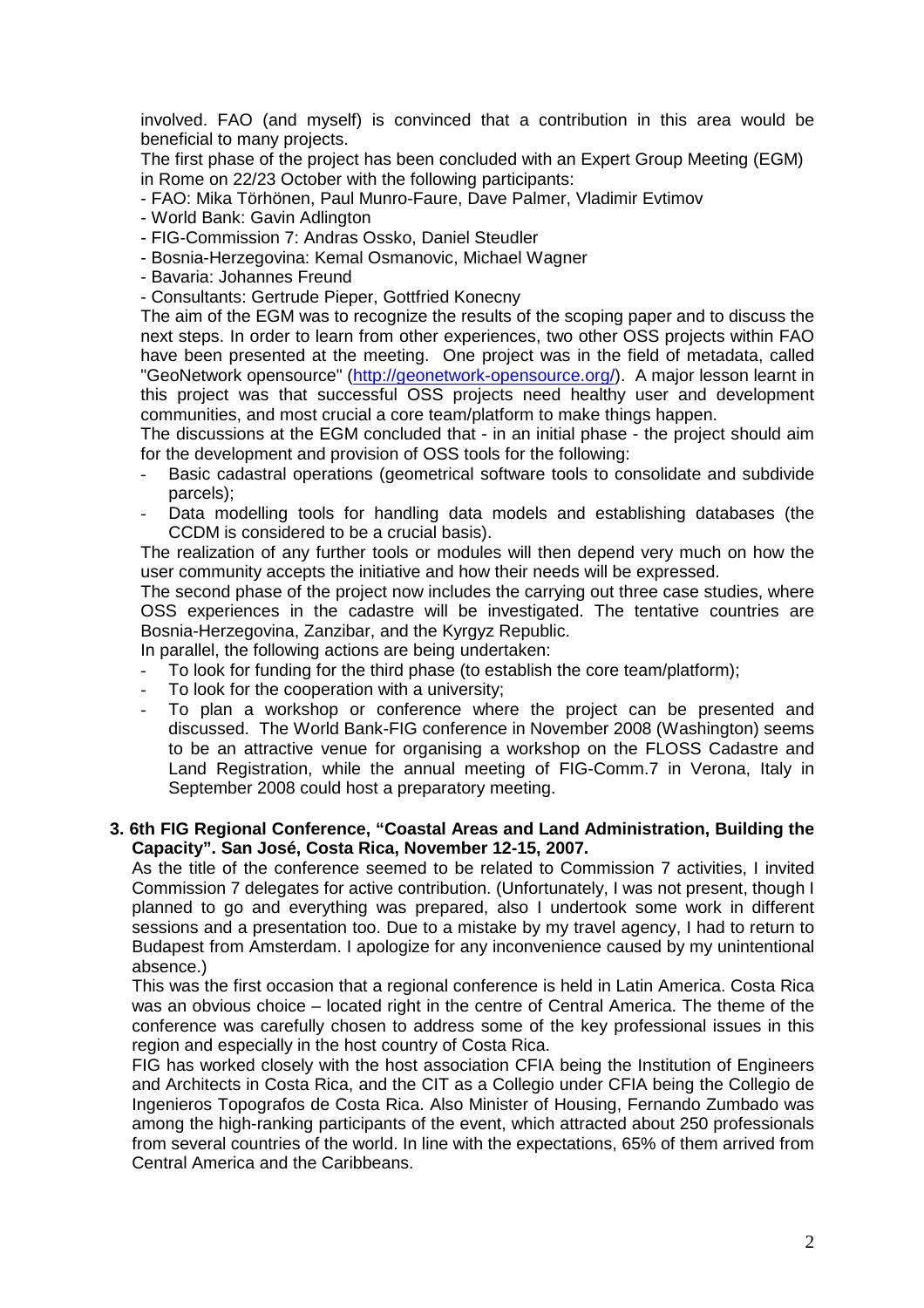involved. FAO (and myself) is convinced that a contribution in this area would be beneficial to many projects.

The first phase of the project has been concluded with an Expert Group Meeting (EGM) in Rome on 22/23 October with the following participants:

- FAO: Mika Törhönen, Paul Munro-Faure, Dave Palmer, Vladimir Evtimov
- World Bank: Gavin Adlington
- FIG-Commission 7: Andras Ossko, Daniel Steudler
- Bosnia-Herzegovina: Kemal Osmanovic, Michael Wagner
- Bavaria: Johannes Freund
- Consultants: Gertrude Pieper, Gottfried Konecny

The aim of the EGM was to recognize the results of the scoping paper and to discuss the next steps. In order to learn from other experiences, two other OSS projects within FAO have been presented at the meeting. One project was in the field of metadata, called "GeoNetwork opensource" (http://geonetwork-opensource.org/). A major lesson learnt in this project was that successful OSS projects need healthy user and development communities, and most crucial a core team/platform to make things happen.

The discussions at the EGM concluded that - in an initial phase - the project should aim for the development and provision of OSS tools for the following:

- Basic cadastral operations (geometrical software tools to consolidate and subdivide parcels);
- Data modelling tools for handling data models and establishing databases (the CCDM is considered to be a crucial basis).

The realization of any further tools or modules will then depend very much on how the user community accepts the initiative and how their needs will be expressed.

The second phase of the project now includes the carrying out three case studies, where OSS experiences in the cadastre will be investigated. The tentative countries are Bosnia-Herzegovina, Zanzibar, and the Kyrgyz Republic.

In parallel, the following actions are being undertaken:

- To look for funding for the third phase (to establish the core team/platform);
- To look for the cooperation with a university;
- To plan a workshop or conference where the project can be presented and discussed. The World Bank-FIG conference in November 2008 (Washington) seems to be an attractive venue for organising a workshop on the FLOSS Cadastre and Land Registration, while the annual meeting of FIG-Comm.7 in Verona, Italy in September 2008 could host a preparatory meeting.

**3. 6th FIG Regional Conference, "Coastal Areas and Land Administration, Building the Capacity". San José, Costa Rica, November 12-15, 2007.**

As the title of the conference seemed to be related to Commission 7 activities, I invited Commission 7 delegates for active contribution. (Unfortunately, I was not present, though I planned to go and everything was prepared, also I undertook some work in different sessions and a presentation too. Due to a mistake by my travel agency, I had to return to Budapest from Amsterdam. I apologize for any inconvenience caused by my unintentional absence.)

This was the first occasion that a regional conference is held in Latin America. Costa Rica was an obvious choice – located right in the centre of Central America. The theme of the conference was carefully chosen to address some of the key professional issues in this region and especially in the host country of Costa Rica.

FIG has worked closely with the host association CFIA being the Institution of Engineers and Architects in Costa Rica, and the CIT as a Collegio under CFIA being the Collegio de Ingenieros Topografos de Costa Rica. Also Minister of Housing, Fernando Zumbado was among the high-ranking participants of the event, which attracted about 250 professionals from several countries of the world. In line with the expectations, 65% of them arrived from Central America and the Caribbeans.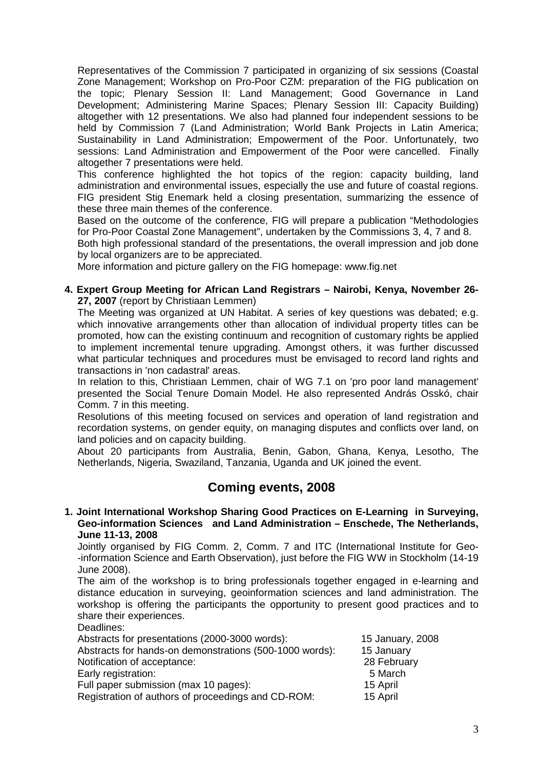Representatives of the Commission 7 participated in organizing of six sessions (Coastal Zone Management; Workshop on Pro-Poor CZM: preparation of the FIG publication on the topic; Plenary Session II: Land Management; Good Governance in Land Development; Administering Marine Spaces; Plenary Session III: Capacity Building) altogether with 12 presentations. We also had planned four independent sessions to be held by Commission 7 (Land Administration; World Bank Projects in Latin America; Sustainability in Land Administration; Empowerment of the Poor. Unfortunately, two sessions: Land Administration and Empowerment of the Poor were cancelled. Finally altogether 7 presentations were held.

This conference highlighted the hot topics of the region: capacity building, land administration and environmental issues, especially the use and future of coastal regions. FIG president Stig Enemark held a closing presentation, summarizing the essence of these three main themes of the conference.

Based on the outcome of the conference, FIG will prepare a publication "Methodologies for Pro-Poor Coastal Zone Management", undertaken by the Commissions 3, 4, 7 and 8.

Both high professional standard of the presentations, the overall impression and job done by local organizers are to be appreciated.

More information and picture gallery on the FIG homepage: www.fig.net

**4. Expert Group Meeting for African Land Registrars – Nairobi, Kenya, November 26-27, 2007** (report by Christiaan Lemmen)

The Meeting was organized at UN Habitat. A series of key questions was debated; e.g. which innovative arrangements other than allocation of individual property titles can be promoted, how can the existing continuum and recognition of customary rights be applied to implement incremental tenure upgrading. Amongst others, it was further discussed what particular techniques and procedures must be envisaged to record land rights and transactions in 'non cadastral' areas.

In relation to this, Christiaan Lemmen, chair of WG 7.1 on 'pro poor land management' presented the Social Tenure Domain Model. He also represented András Osskó, chair Comm. 7 in this meeting.

Resolutions of this meeting focused on services and operation of land registration and recordation systems, on gender equity, on managing disputes and conflicts over land, on land policies and on capacity building.

About 20 participants from Australia, Benin, Gabon, Ghana, Kenya, Lesotho, The Netherlands, Nigeria, Swaziland, Tanzania, Uganda and UK joined the event.

## Coming events, 2008

**1. Joint International Workshop Sharing Good Practices on E-Learning in Surveying, Geo-information Sciences and Land Administration – Enschede, The Netherlands, June 11-13, 2008**

Jointly organised by FIG Comm. 2, Comm. 7 and ITC (International Institute for Geo--information Science and Earth Observation), just before the FIG WW in Stockholm (14-19 June 2008).

The aim of the workshop is to bring professionals together engaged in e-learning and distance education in surveying, geoinformation sciences and land administration. The workshop is offering the participants the opportunity to present good practices and to share their experiences.

Deadlines:

| | |
|---|---|
| Abstracts for presentations (2000-3000 words): | 15 January, 2008 |
| Abstracts for hands-on demonstrations (500-1000 words): | 15 January |
| Notification of acceptance: | 28 February |
| Early registration: | 5 March |
| Full paper submission (max 10 pages): | 15 April |
| Registration of authors of proceedings and CD-ROM: | 15 April |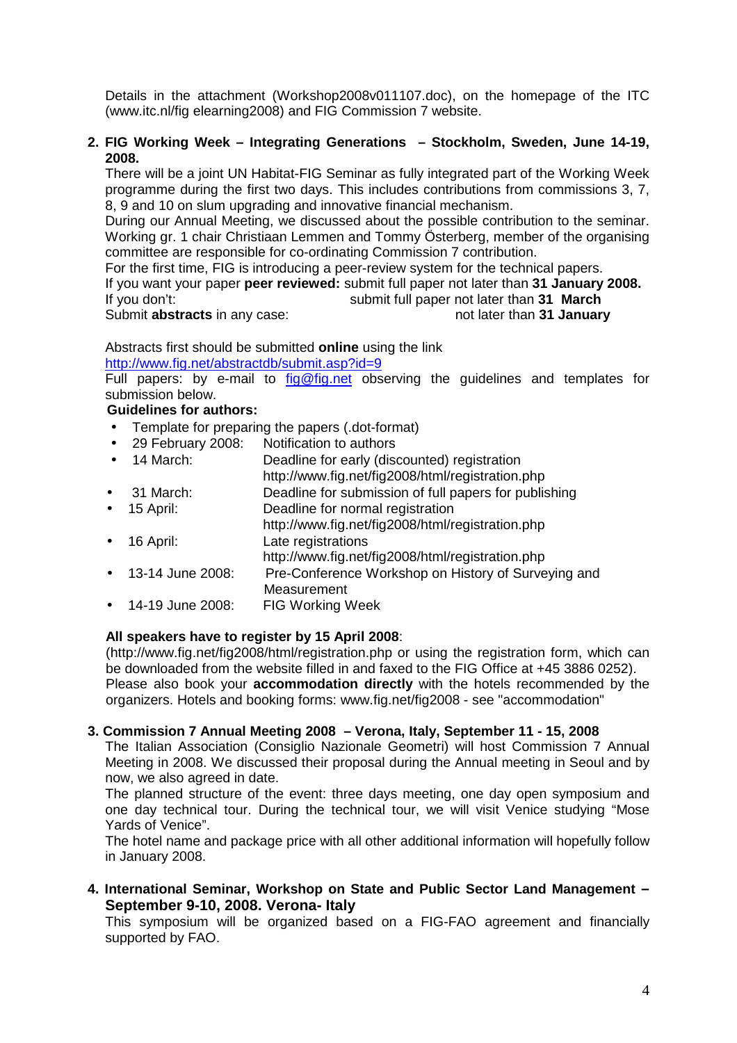Details in the attachment (Workshop2008v011107.doc), on the homepage of the ITC (www.itc.nl/fig elearning2008) and FIG Commission 7 website.

**2. FIG Working Week – Integrating Generations – Stockholm, Sweden, June 14-19, 2008.**

There will be a joint UN Habitat-FIG Seminar as fully integrated part of the Working Week programme during the first two days. This includes contributions from commissions 3, 7, 8, 9 and 10 on slum upgrading and innovative financial mechanism.

During our Annual Meeting, we discussed about the possible contribution to the seminar. Working gr. 1 chair Christiaan Lemmen and Tommy Österberg, member of the organising committee are responsible for co-ordinating Commission 7 contribution.

For the first time, FIG is introducing a peer-review system for the technical papers.

If you want your paper **peer reviewed:** submit full paper not later than **31 January 2008.**
If you don't: submit full paper not later than **31 March**
Submit **abstracts** in any case: not later than **31 January**

Abstracts first should be submitted **online** using the link
http://www.fig.net/abstractdb/submit.asp?id=9

Full papers: by e-mail to fig@fig.net observing the guidelines and templates for submission below.

**Guidelines for authors:**

- Template for preparing the papers (.dot-format)
- 29 February 2008: Notification to authors
- 14 March: Deadline for early (discounted) registration http://www.fig.net/fig2008/html/registration.php
- 31 March: Deadline for submission of full papers for publishing
- 15 April: Deadline for normal registration http://www.fig.net/fig2008/html/registration.php
- 16 April: Late registrations http://www.fig.net/fig2008/html/registration.php
- 13-14 June 2008: Pre-Conference Workshop on History of Surveying and Measurement
- 14-19 June 2008: FIG Working Week

**All speakers have to register by 15 April 2008**:

(http://www.fig.net/fig2008/html/registration.php or using the registration form, which can be downloaded from the website filled in and faxed to the FIG Office at +45 3886 0252). Please also book your **accommodation directly** with the hotels recommended by the organizers. Hotels and booking forms: www.fig.net/fig2008 - see "accommodation"

**3. Commission 7 Annual Meeting 2008 – Verona, Italy, September 11 - 15, 2008**

The Italian Association (Consiglio Nazionale Geometri) will host Commission 7 Annual Meeting in 2008. We discussed their proposal during the Annual meeting in Seoul and by now, we also agreed in date.

The planned structure of the event: three days meeting, one day open symposium and one day technical tour. During the technical tour, we will visit Venice studying "Mose Yards of Venice".

The hotel name and package price with all other additional information will hopefully follow in January 2008.

**4. International Seminar, Workshop on State and Public Sector Land Management – September 9-10, 2008. Verona- Italy**

This symposium will be organized based on a FIG-FAO agreement and financially supported by FAO.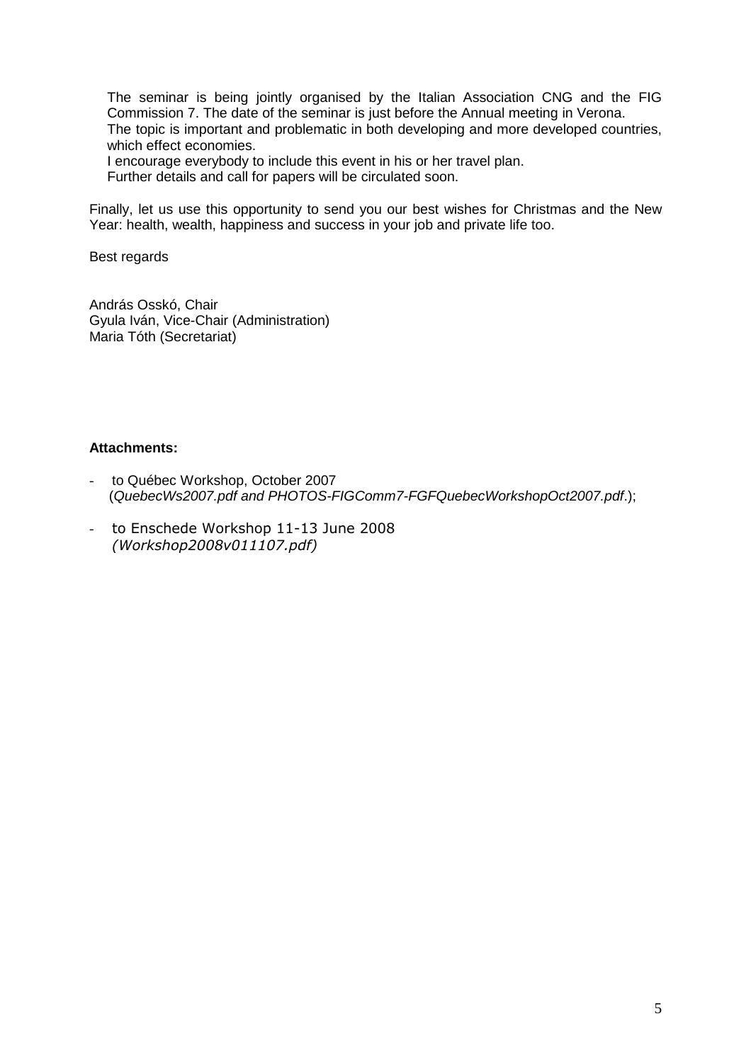The seminar is being jointly organised by the Italian Association CNG and the FIG Commission 7. The date of the seminar is just before the Annual meeting in Verona.
The topic is important and problematic in both developing and more developed countries, which effect economies.
I encourage everybody to include this event in his or her travel plan.
Further details and call for papers will be circulated soon.

Finally, let us use this opportunity to send you our best wishes for Christmas and the New Year: health, wealth, happiness and success in your job and private life too.

Best regards

András Osskó, Chair
Gyula Iván, Vice-Chair (Administration)
Maria Tóth (Secretariat)

**Attachments:**

- to Québec Workshop, October 2007
  (*QuebecWs2007.pdf and PHOTOS-FIGComm7-FGFQuebecWorkshopOct2007.pdf*.);
- to Enschede Workshop 11-13 June 2008
  *(Workshop2008v011107.pdf)*